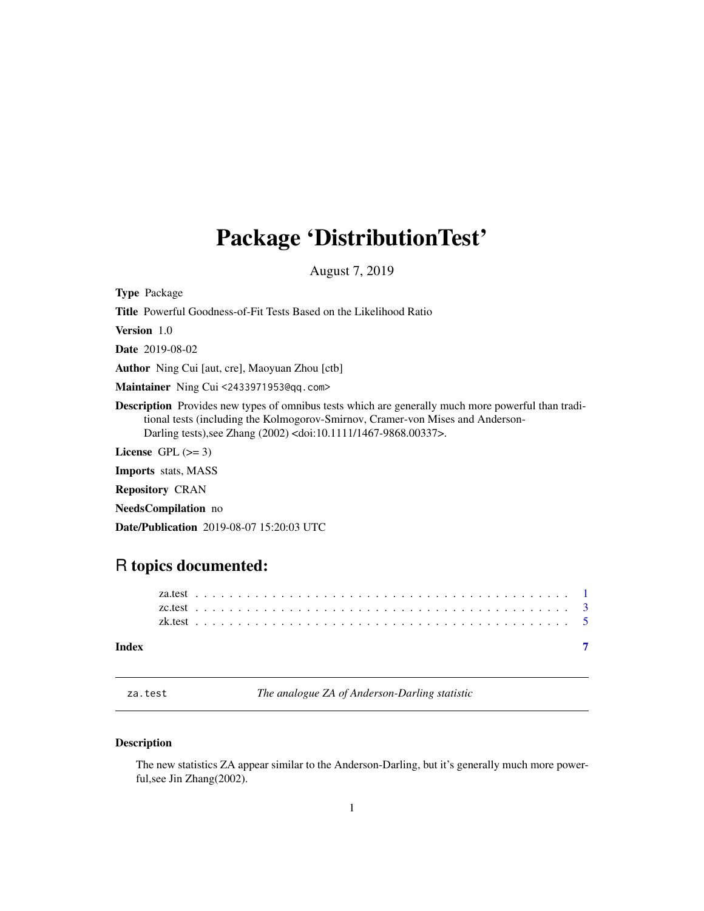# Package 'DistributionTest'

August 7, 2019

**Type** Package

**Title** Powerful Goodness-of-Fit Tests Based on the Likelihood Ratio

**Version** 1.0

**Date** 2019-08-02

**Author** Ning Cui [aut, cre], Maoyuan Zhou [ctb]

**Maintainer** Ning Cui <2433971953@qq.com>

**Description** Provides new types of omnibus tests which are generally much more powerful than traditional tests (including the Kolmogorov-Smirnov, Cramer-von Mises and Anderson-Darling tests),see Zhang (2002) <doi:10.1111/1467-9868.00337>.

**License** GPL (>= 3)

**Imports** stats, MASS

**Repository** CRAN

**NeedsCompilation** no

**Date/Publication** 2019-08-07 15:20:03 UTC

## R topics documented:

- za.test . . . . . . . . . . . . . . . . . . . . . . . . . . . . . . . . . . . . . . . . . . . 1
- zc.test . . . . . . . . . . . . . . . . . . . . . . . . . . . . . . . . . . . . . . . . . . . 3
- zk.test . . . . . . . . . . . . . . . . . . . . . . . . . . . . . . . . . . . . . . . . . . . 5

**Index** 7

---

`za.test` *The analogue ZA of Anderson-Darling statistic*

---

### Description

The new statistics ZA appear similar to the Anderson-Darling, but it's generally much more powerful,see Jin Zhang(2002).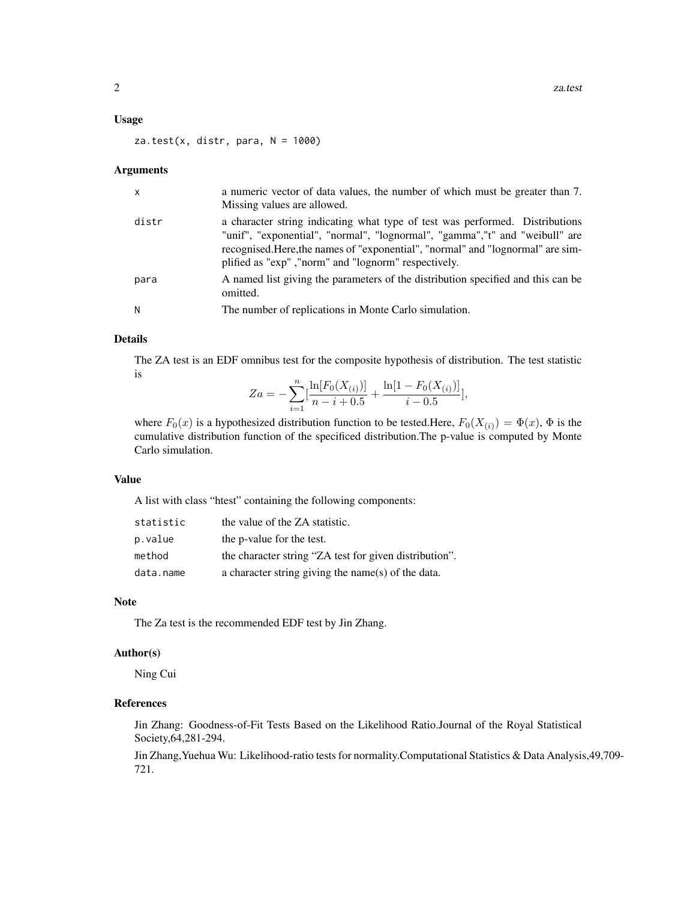## Usage

```
za.test(x, distr, para, N = 1000)
```

## Arguments

| | |
|---|---|
| x | a numeric vector of data values, the number of which must be greater than 7. Missing values are allowed. |
| distr | a character string indicating what type of test was performed. Distributions "unif", "exponential", "normal", "lognormal", "gamma","t" and "weibull" are recognised.Here,the names of "exponential", "normal" and "lognormal" are simplified as "exp" ,"norm" and "lognorm" respectively. |
| para | A named list giving the parameters of the distribution specified and this can be omitted. |
| N | The number of replications in Monte Carlo simulation. |

## Details

The ZA test is an EDF omnibus test for the composite hypothesis of distribution. The test statistic is

$$Za = -\sum_{i=1}^{n}[\frac{\ln[F_0(X_{(i)})]}{n-i+0.5} + \frac{\ln[1-F_0(X_{(i)})]}{i-0.5}],$$

where $F_0(x)$ is a hypothesized distribution function to be tested.Here, $F_0(X_{(i)}) = \Phi(x)$, $\Phi$ is the cumulative distribution function of the specificed distribution.The p-value is computed by Monte Carlo simulation.

## Value

A list with class "htest" containing the following components:

| | |
|---|---|
| statistic | the value of the ZA statistic. |
| p.value | the p-value for the test. |
| method | the character string "ZA test for given distribution". |
| data.name | a character string giving the name(s) of the data. |

## Note

The Za test is the recommended EDF test by Jin Zhang.

## Author(s)

Ning Cui

## References

Jin Zhang: Goodness-of-Fit Tests Based on the Likelihood Ratio.Journal of the Royal Statistical Society,64,281-294.

Jin Zhang,Yuehua Wu: Likelihood-ratio tests for normality.Computational Statistics & Data Analysis,49,709-721.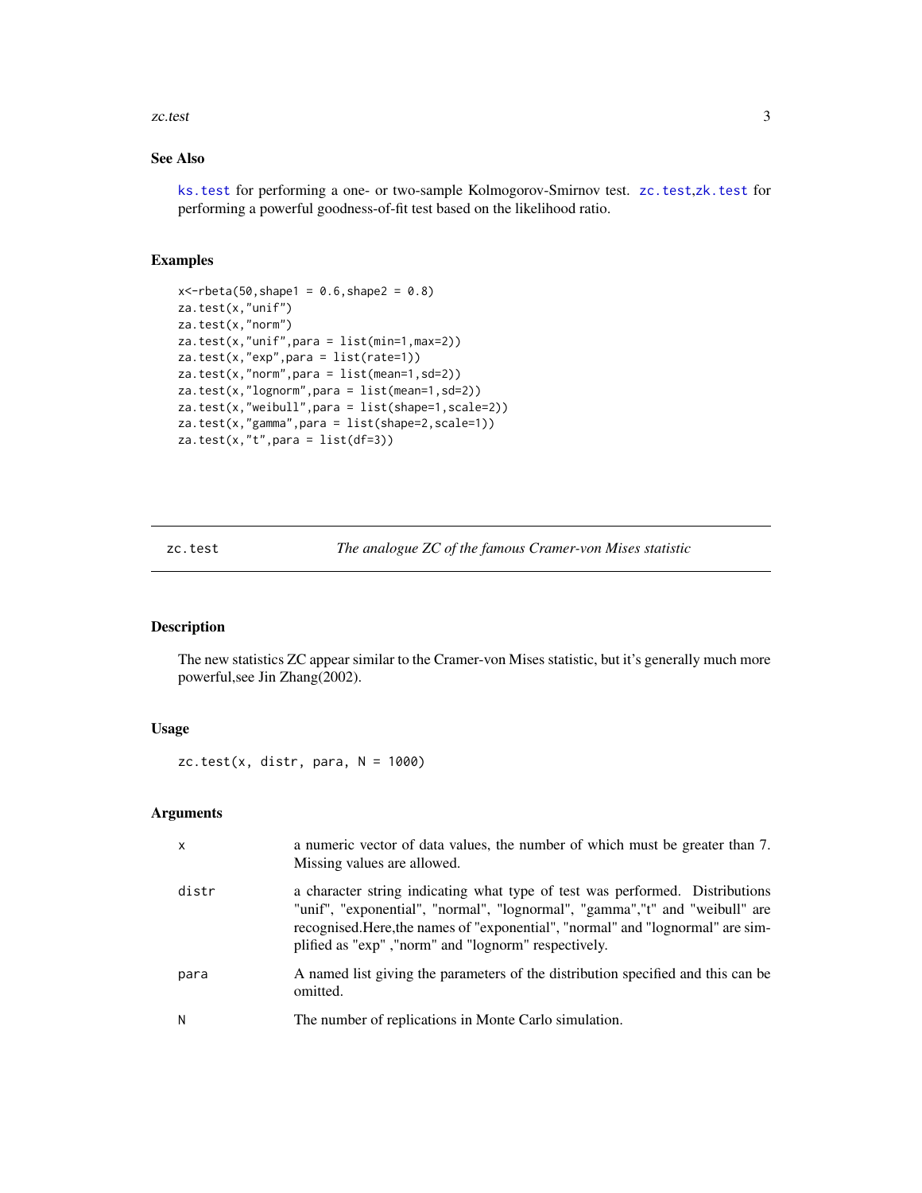### See Also

`ks.test` for performing a one- or two-sample Kolmogorov-Smirnov test. `zc.test`,`zk.test` for performing a powerful goodness-of-fit test based on the likelihood ratio.

### Examples

```
x<-rbeta(50,shape1 = 0.6,shape2 = 0.8)
za.test(x,"unif")
za.test(x,"norm")
za.test(x,"unif",para = list(min=1,max=2))
za.test(x,"exp",para = list(rate=1))
za.test(x,"norm",para = list(mean=1,sd=2))
za.test(x,"lognorm",para = list(mean=1,sd=2))
za.test(x,"weibull",para = list(shape=1,scale=2))
za.test(x,"gamma",para = list(shape=2,scale=1))
za.test(x,"t",para = list(df=3))
```

---

## zc.test — *The analogue ZC of the famous Cramer-von Mises statistic*

### Description

The new statistics ZC appear similar to the Cramer-von Mises statistic, but it's generally much more powerful,see Jin Zhang(2002).

### Usage

```
zc.test(x, distr, para, N = 1000)
```

### Arguments

| | |
|---|---|
| x | a numeric vector of data values, the number of which must be greater than 7. Missing values are allowed. |
| distr | a character string indicating what type of test was performed. Distributions "unif", "exponential", "normal", "lognormal", "gamma","t" and "weibull" are recognised.Here,the names of "exponential", "normal" and "lognormal" are simplified as "exp" ,"norm" and "lognorm" respectively. |
| para | A named list giving the parameters of the distribution specified and this can be omitted. |
| N | The number of replications in Monte Carlo simulation. |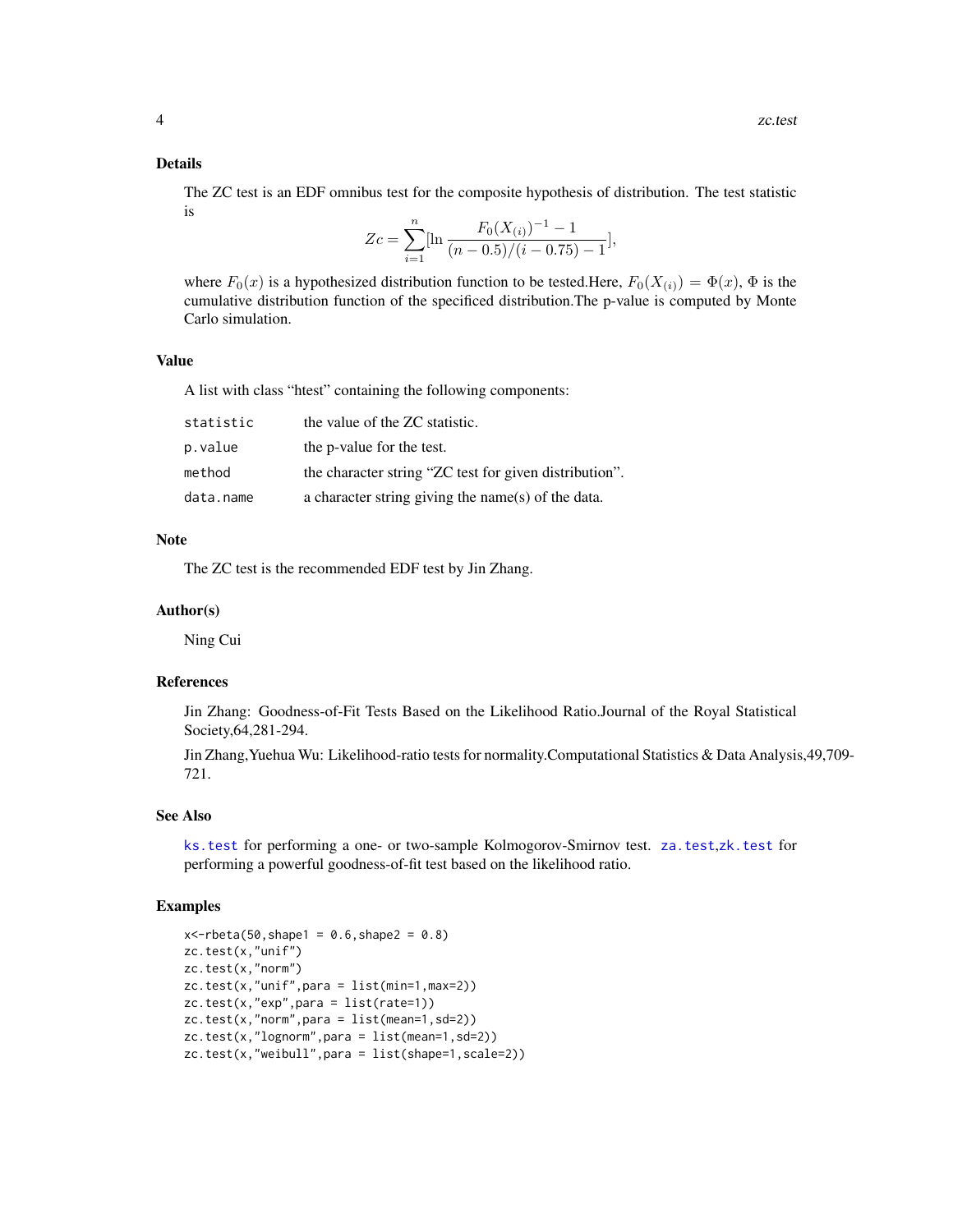### Details

The ZC test is an EDF omnibus test for the composite hypothesis of distribution. The test statistic is

$$Zc = \sum_{i=1}^{n}[\ln \frac{F_0(X_{(i)})^{-1} - 1}{(n-0.5)/(i-0.75) - 1}],$$

where $F_0(x)$ is a hypothesized distribution function to be tested.Here, $F_0(X_{(i)}) = \Phi(x)$, $\Phi$ is the cumulative distribution function of the specificed distribution.The p-value is computed by Monte Carlo simulation.

### Value

A list with class "htest" containing the following components:

| | |
|---|---|
| `statistic` | the value of the ZC statistic. |
| `p.value` | the p-value for the test. |
| `method` | the character string "ZC test for given distribution". |
| `data.name` | a character string giving the name(s) of the data. |

### Note

The ZC test is the recommended EDF test by Jin Zhang.

### Author(s)

Ning Cui

### References

Jin Zhang: Goodness-of-Fit Tests Based on the Likelihood Ratio.Journal of the Royal Statistical Society,64,281-294.

Jin Zhang,Yuehua Wu: Likelihood-ratio tests for normality.Computational Statistics & Data Analysis,49,709-721.

### See Also

`ks.test` for performing a one- or two-sample Kolmogorov-Smirnov test. `za.test`,`zk.test` for performing a powerful goodness-of-fit test based on the likelihood ratio.

### Examples

```
x<-rbeta(50,shape1 = 0.6,shape2 = 0.8)
zc.test(x,"unif")
zc.test(x,"norm")
zc.test(x,"unif",para = list(min=1,max=2))
zc.test(x,"exp",para = list(rate=1))
zc.test(x,"norm",para = list(mean=1,sd=2))
zc.test(x,"lognorm",para = list(mean=1,sd=2))
zc.test(x,"weibull",para = list(shape=1,scale=2))
```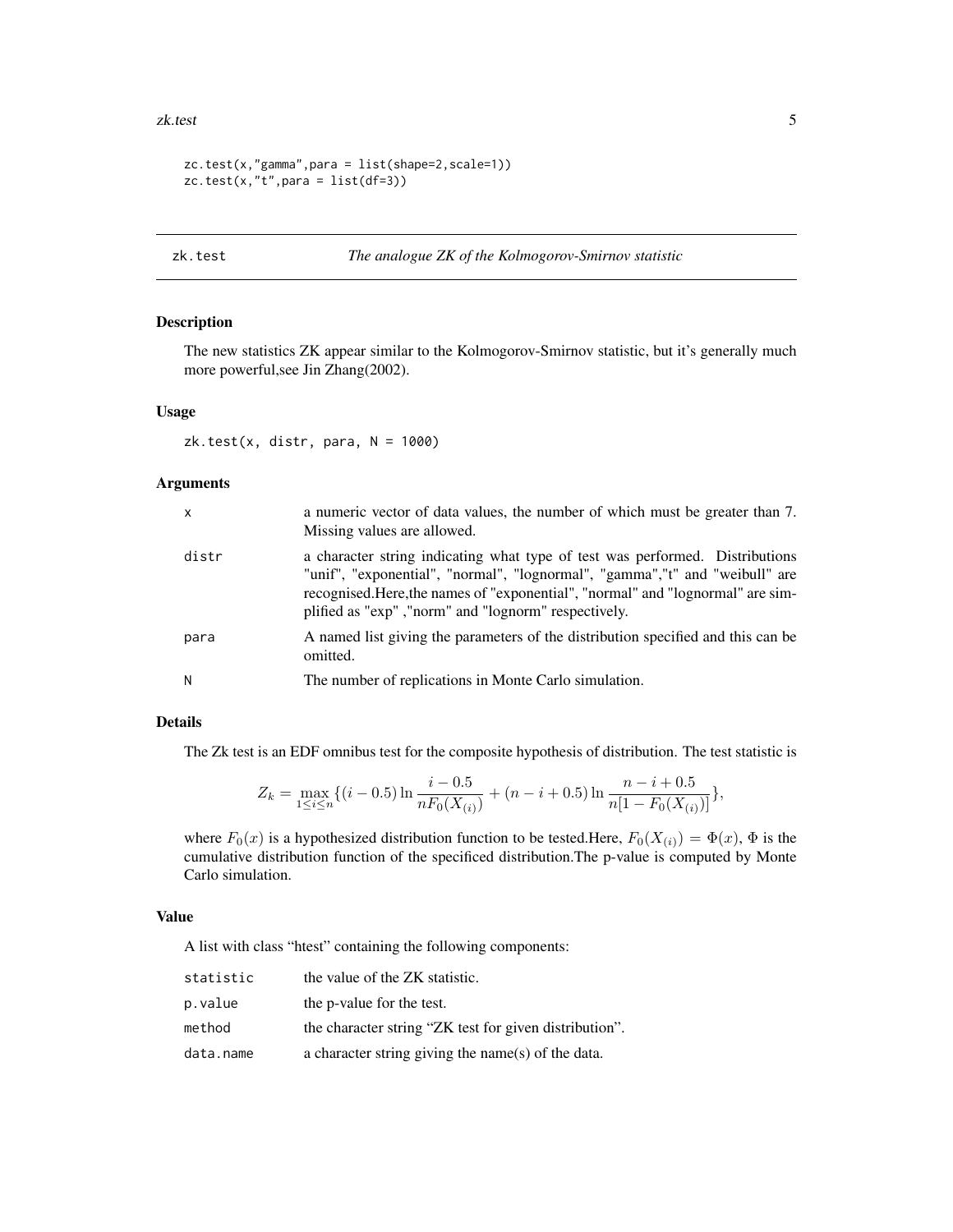```
zc.test(x,"gamma",para = list(shape=2,scale=1))
zc.test(x,"t",para = list(df=3))
```

---

## zk.test — *The analogue ZK of the Kolmogorov-Smirnov statistic*

### Description

The new statistics ZK appear similar to the Kolmogorov-Smirnov statistic, but it's generally much more powerful,see Jin Zhang(2002).

### Usage

```
zk.test(x, distr, para, N = 1000)
```

### Arguments

| | |
|---|---|
| x | a numeric vector of data values, the number of which must be greater than 7. Missing values are allowed. |
| distr | a character string indicating what type of test was performed. Distributions "unif", "exponential", "normal", "lognormal", "gamma","t" and "weibull" are recognised.Here,the names of "exponential", "normal" and "lognormal" are simplified as "exp" ,"norm" and "lognorm" respectively. |
| para | A named list giving the parameters of the distribution specified and this can be omitted. |
| N | The number of replications in Monte Carlo simulation. |

### Details

The Zk test is an EDF omnibus test for the composite hypothesis of distribution. The test statistic is

$$Z_k = \max_{1 \le i \le n} \{(i - 0.5)\ln \frac{i - 0.5}{nF_0(X_{(i)})} + (n - i + 0.5)\ln \frac{n - i + 0.5}{n[1 - F_0(X_{(i)})]}\},$$

where $F_0(x)$ is a hypothesized distribution function to be tested.Here, $F_0(X_{(i)}) = \Phi(x)$, $\Phi$ is the cumulative distribution function of the specificed distribution.The p-value is computed by Monte Carlo simulation.

### Value

A list with class "htest" containing the following components:

| | |
|---|---|
| statistic | the value of the ZK statistic. |
| p.value | the p-value for the test. |
| method | the character string "ZK test for given distribution". |
| data.name | a character string giving the name(s) of the data. |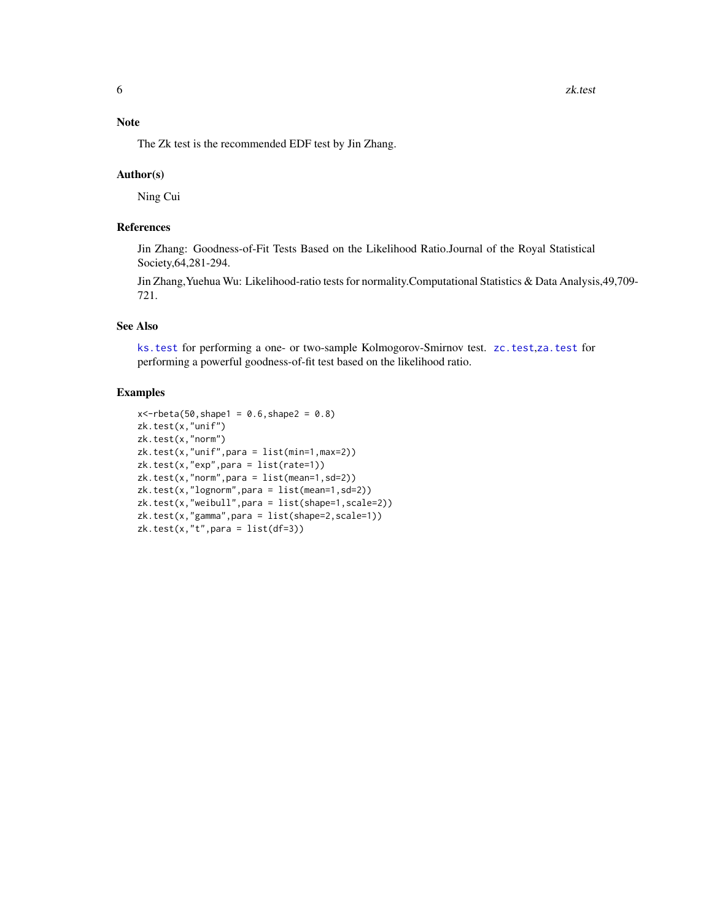## Note

The Zk test is the recommended EDF test by Jin Zhang.

## Author(s)

Ning Cui

## References

Jin Zhang: Goodness-of-Fit Tests Based on the Likelihood Ratio.Journal of the Royal Statistical Society,64,281-294.

Jin Zhang,Yuehua Wu: Likelihood-ratio tests for normality.Computational Statistics & Data Analysis,49,709-721.

## See Also

`ks.test` for performing a one- or two-sample Kolmogorov-Smirnov test. `zc.test`,`za.test` for performing a powerful goodness-of-fit test based on the likelihood ratio.

## Examples

```
x<-rbeta(50,shape1 = 0.6,shape2 = 0.8)
zk.test(x,"unif")
zk.test(x,"norm")
zk.test(x,"unif",para = list(min=1,max=2))
zk.test(x,"exp",para = list(rate=1))
zk.test(x,"norm",para = list(mean=1,sd=2))
zk.test(x,"lognorm",para = list(mean=1,sd=2))
zk.test(x,"weibull",para = list(shape=1,scale=2))
zk.test(x,"gamma",para = list(shape=2,scale=1))
zk.test(x,"t",para = list(df=3))
```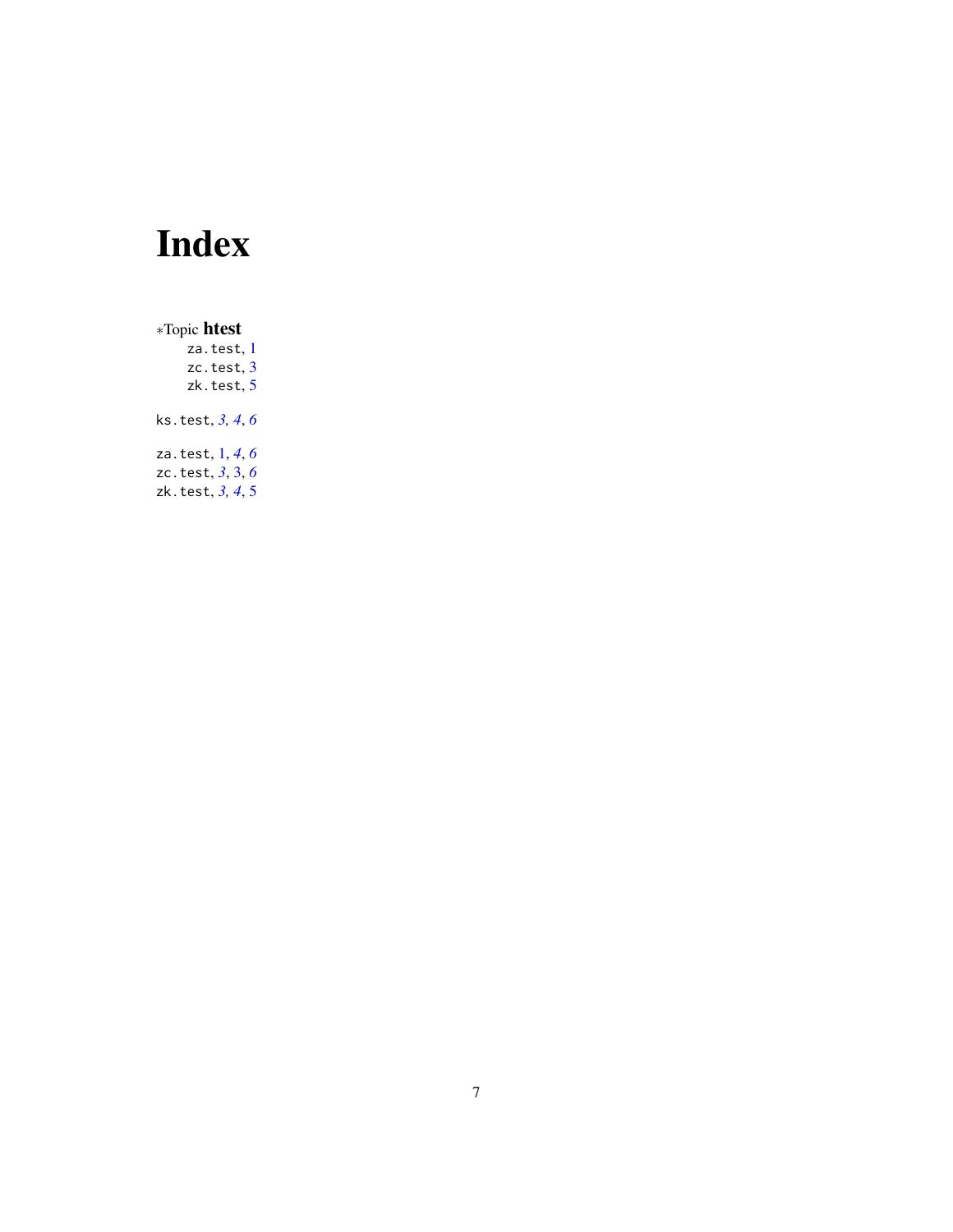# Index

∗Topic **htest**

za.test, 1
zc.test, 3
zk.test, 5

ks.test, *3*, *4*, *6*

za.test, 1, *4*, *6*
zc.test, *3*, 3, *6*
zk.test, *3*, *4*, 5